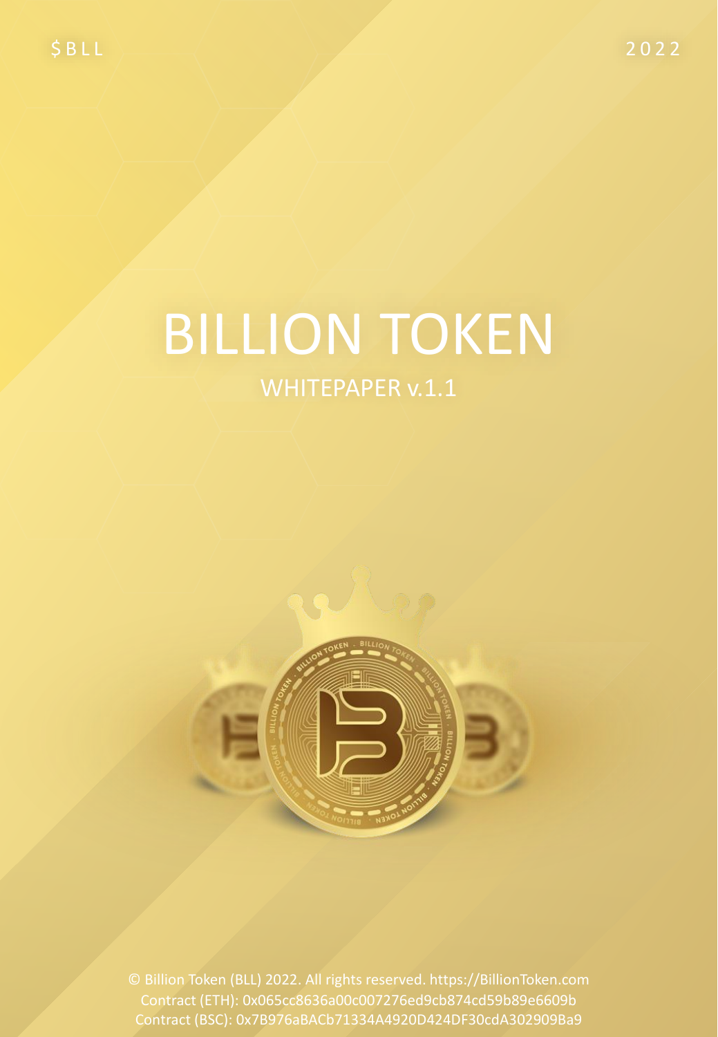$BLL

2022

# BILLION TOKEN

WHITEPAPER v.1.1

© Billion Token (BLL) 2022. All rights reserved. https://BillionToken.com
Contract (ETH): 0x065cc8636a00c007276ed9cb874cd59b89e6609b
Contract (BSC): 0x7B976aBACb71334A4920D424DF30cdA302909Ba9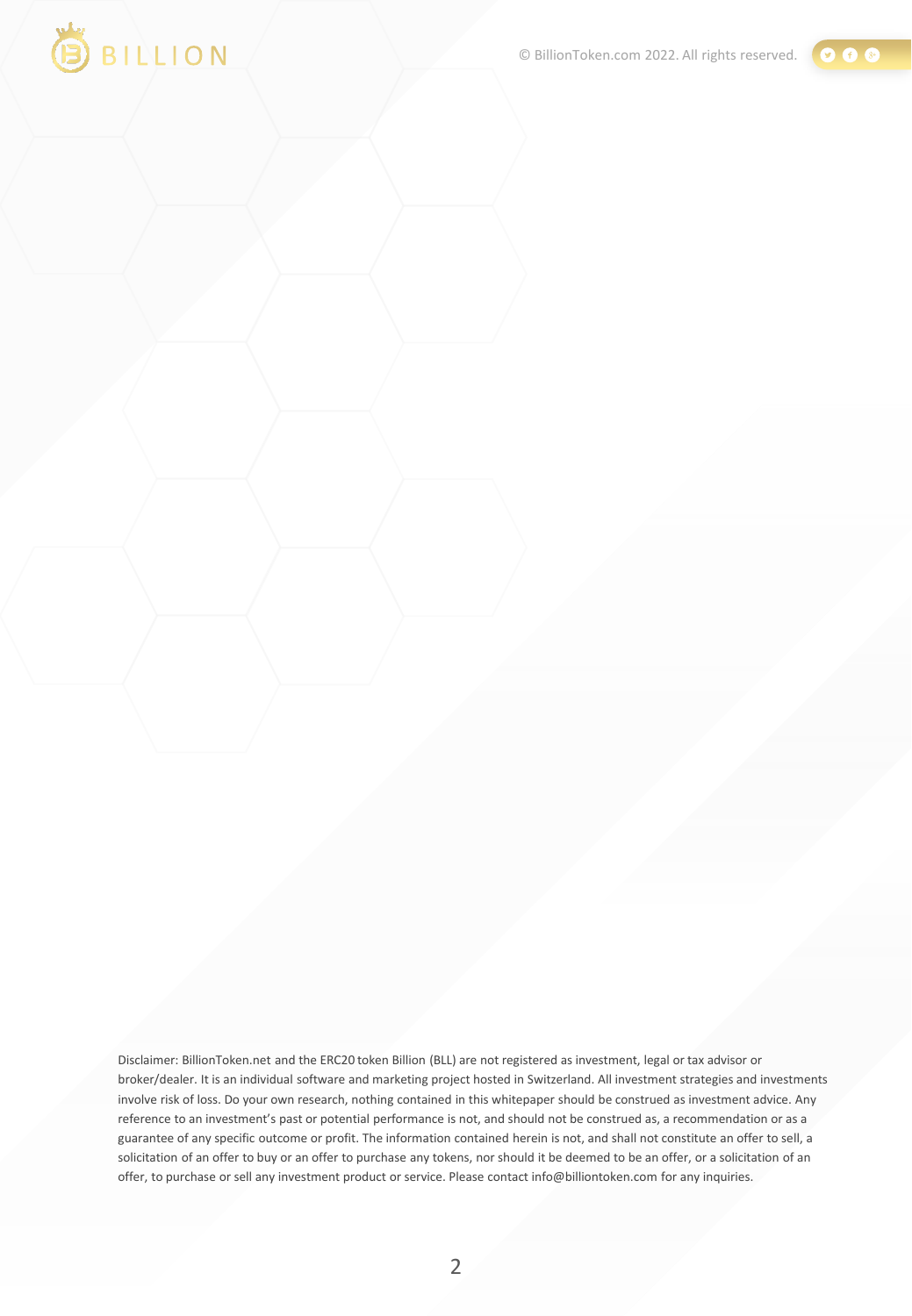Disclaimer: BillionToken.net and the ERC20 token Billion (BLL) are not registered as investment, legal or tax advisor or broker/dealer. It is an individual software and marketing project hosted in Switzerland. All investment strategies and investments involve risk of loss. Do your own research, nothing contained in this whitepaper should be construed as investment advice. Any reference to an investment's past or potential performance is not, and should not be construed as, a recommendation or as a guarantee of any specific outcome or profit. The information contained herein is not, and shall not constitute an offer to sell, a solicitation of an offer to buy or an offer to purchase any tokens, nor should it be deemed to be an offer, or a solicitation of an offer, to purchase or sell any investment product or service. Please contact info@billiontoken.com for any inquiries.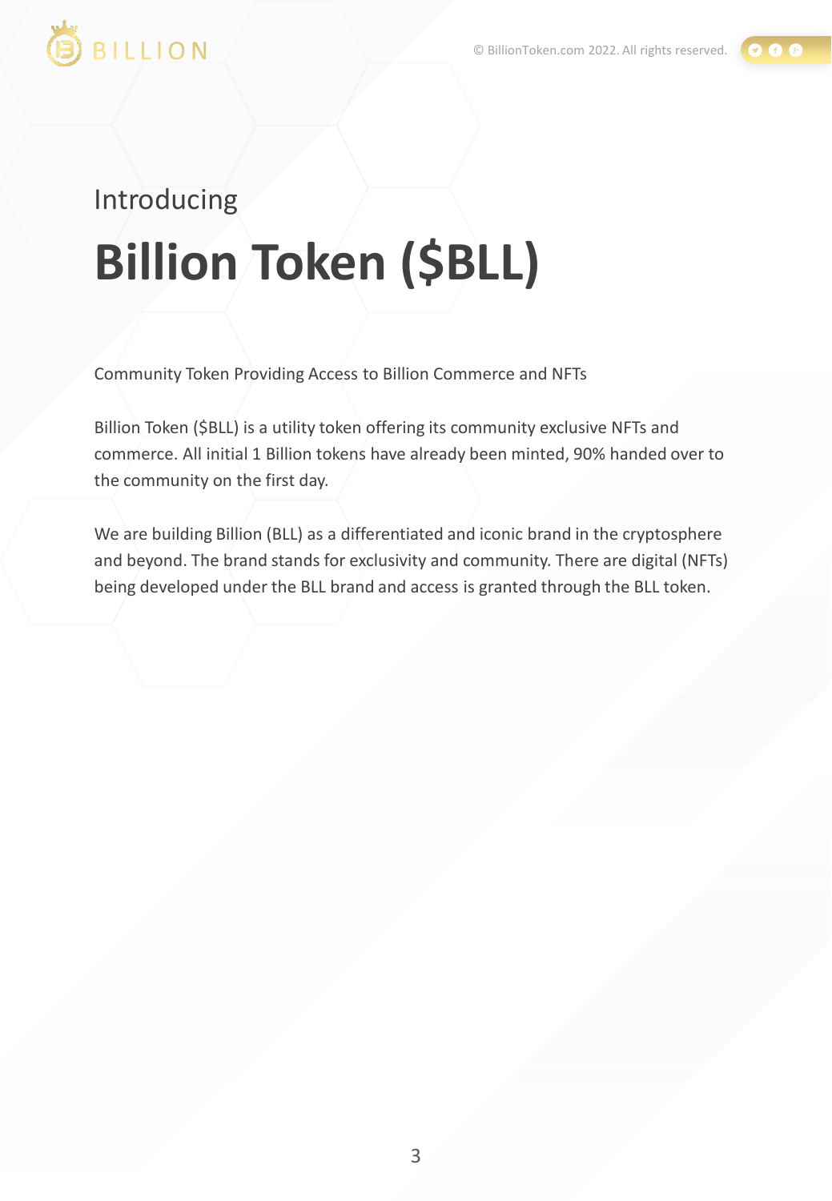Introducing

# Billion Token ($BLL)

Community Token Providing Access to Billion Commerce and NFTs

Billion Token ($BLL) is a utility token offering its community exclusive NFTs and commerce. All initial 1 Billion tokens have already been minted, 90% handed over to the community on the first day.

We are building Billion (BLL) as a differentiated and iconic brand in the cryptosphere and beyond. The brand stands for exclusivity and community. There are digital (NFTs) being developed under the BLL brand and access is granted through the BLL token.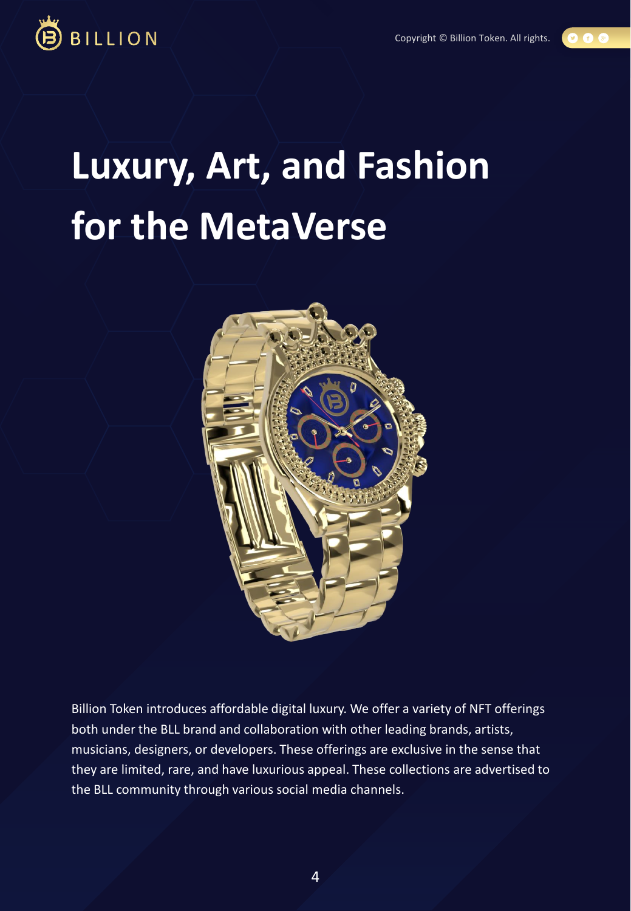# Luxury, Art, and Fashion for the MetaVerse

Billion Token introduces affordable digital luxury. We offer a variety of NFT offerings both under the BLL brand and collaboration with other leading brands, artists, musicians, designers, or developers. These offerings are exclusive in the sense that they are limited, rare, and have luxurious appeal. These collections are advertised to the BLL community through various social media channels.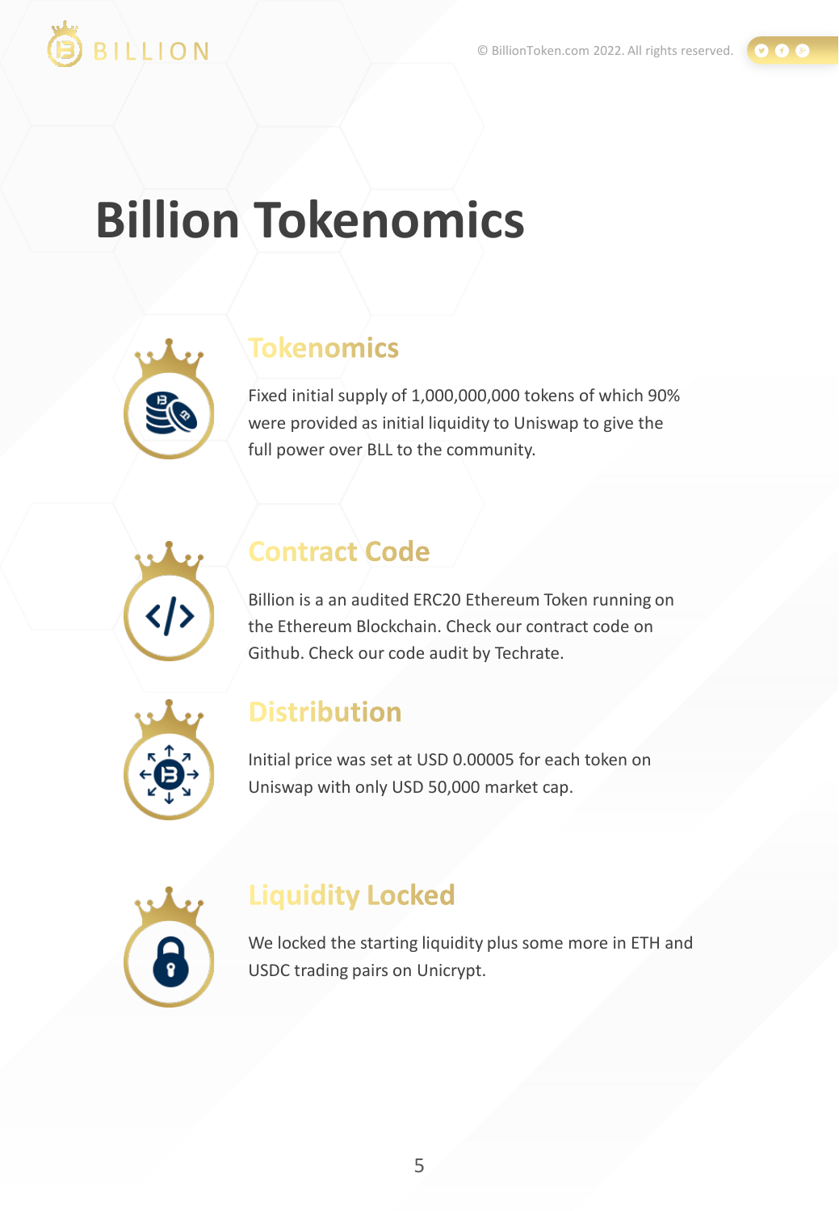# Billion Tokenomics

## Tokenomics

Fixed initial supply of 1,000,000,000 tokens of which 90% were provided as initial liquidity to Uniswap to give the full power over BLL to the community.

## Contract Code

Billion is a an audited ERC20 Ethereum Token running on the Ethereum Blockchain. Check our contract code on Github. Check our code audit by Techrate.

## Distribution

Initial price was set at USD 0.00005 for each token on Uniswap with only USD 50,000 market cap.

## Liquidity Locked

We locked the starting liquidity plus some more in ETH and USDC trading pairs on Unicrypt.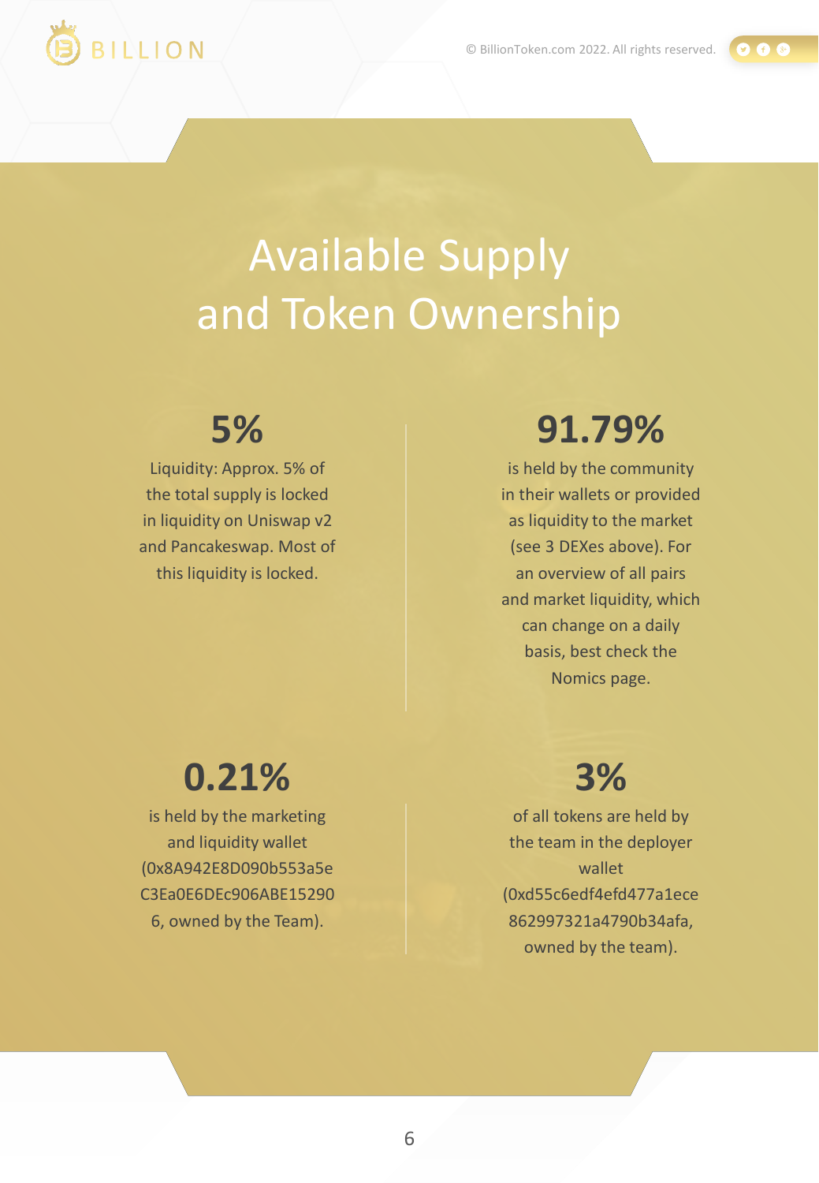# Available Supply and Token Ownership

## 5%

Liquidity: Approx. 5% of the total supply is locked in liquidity on Uniswap v2 and Pancakeswap. Most of this liquidity is locked.

## 91.79%

is held by the community in their wallets or provided as liquidity to the market (see 3 DEXes above). For an overview of all pairs and market liquidity, which can change on a daily basis, best check the Nomics page.

## 0.21%

is held by the marketing and liquidity wallet (0x8A942E8D090b553a5eC3Ea0E6DEc906ABE152906, owned by the Team).

## 3%

of all tokens are held by the team in the deployer wallet (0xd55c6edf4efd477a1ece862997321a4790b34afa, owned by the team).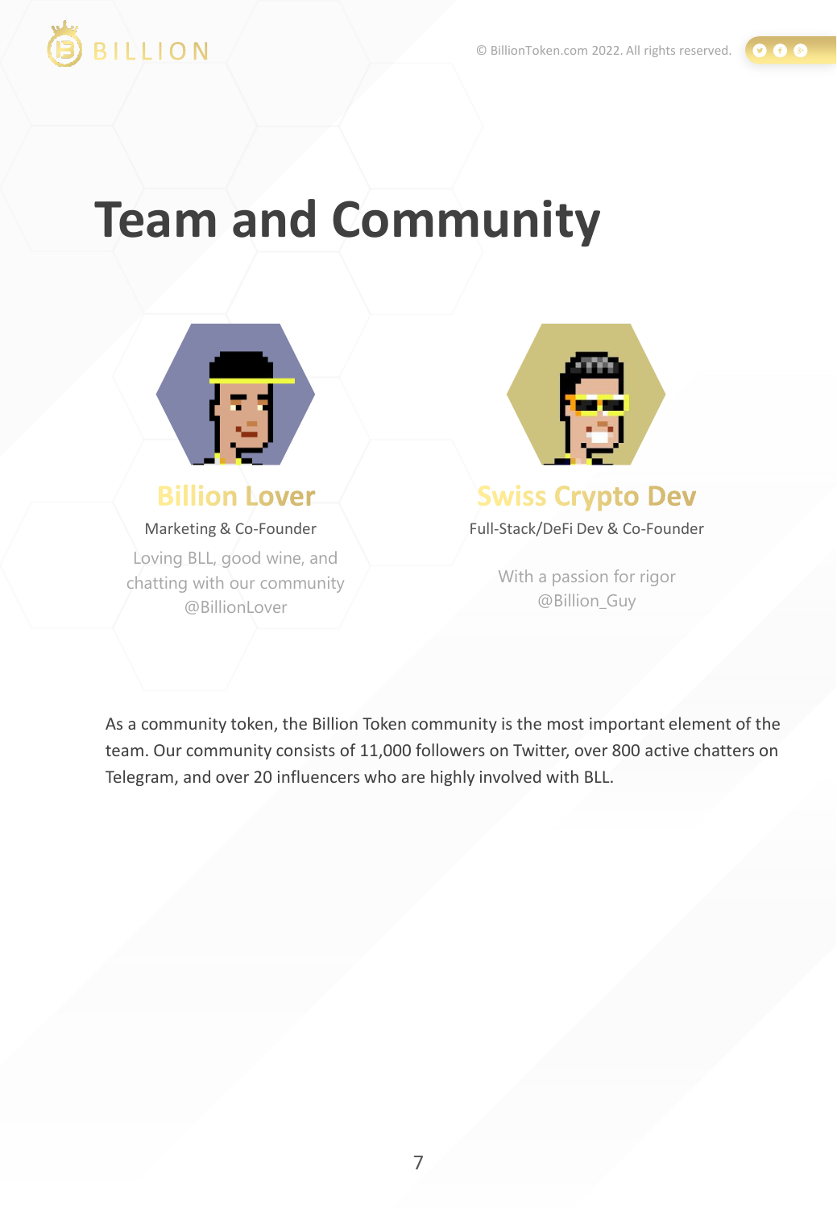# Team and Community

### Billion Lover

Marketing & Co-Founder

Loving BLL, good wine, and chatting with our community
@BillionLover

### Swiss Crypto Dev

Full-Stack/DeFi Dev & Co-Founder

With a passion for rigor
@Billion_Guy

As a community token, the Billion Token community is the most important element of the team. Our community consists of 11,000 followers on Twitter, over 800 active chatters on Telegram, and over 20 influencers who are highly involved with BLL.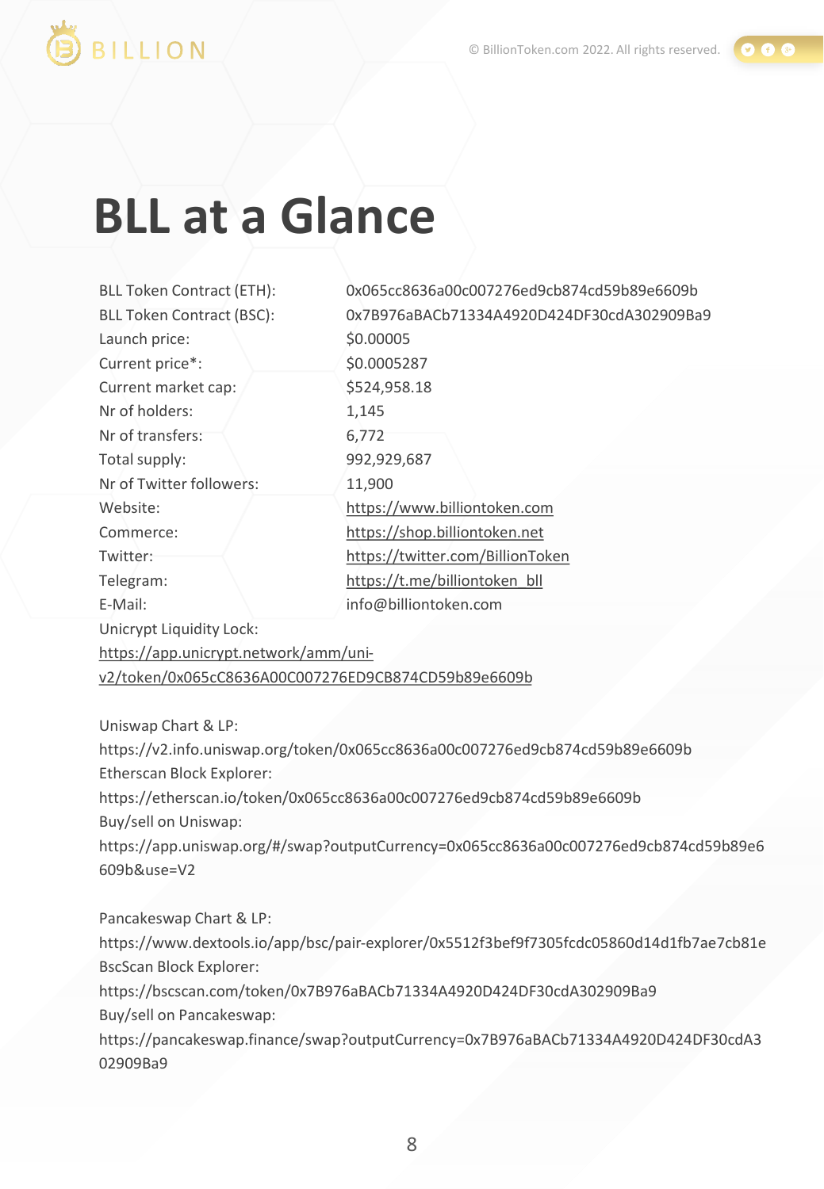# BLL at a Glance

| | |
|---|---|
| BLL Token Contract (ETH): | 0x065cc8636a00c007276ed9cb874cd59b89e6609b |
| BLL Token Contract (BSC): | 0x7B976aBACb71334A4920D424DF30cdA302909Ba9 |
| Launch price: | $0.00005 |
| Current price*: | $0.0005287 |
| Current market cap: | $524,958.18 |
| Nr of holders: | 1,145 |
| Nr of transfers: | 6,772 |
| Total supply: | 992,929,687 |
| Nr of Twitter followers: | 11,900 |
| Website: | https://www.billiontoken.com |
| Commerce: | https://shop.billiontoken.net |
| Twitter: | https://twitter.com/BillionToken |
| Telegram: | https://t.me/billiontoken_bll |
| E-Mail: | info@billiontoken.com |

Unicrypt Liquidity Lock:
https://app.unicrypt.network/amm/uni-v2/token/0x065cC8636A00C007276ED9CB874CD59b89e6609b

Uniswap Chart & LP:
https://v2.info.uniswap.org/token/0x065cc8636a00c007276ed9cb874cd59b89e6609b
Etherscan Block Explorer:
https://etherscan.io/token/0x065cc8636a00c007276ed9cb874cd59b89e6609b
Buy/sell on Uniswap:
https://app.uniswap.org/#/swap?outputCurrency=0x065cc8636a00c007276ed9cb874cd59b89e6609b&use=V2

Pancakeswap Chart & LP:
https://www.dextools.io/app/bsc/pair-explorer/0x5512f3bef9f7305fcdc05860d14d1fb7ae7cb81e
BscScan Block Explorer:
https://bscscan.com/token/0x7B976aBACb71334A4920D424DF30cdA302909Ba9
Buy/sell on Pancakeswap:
https://pancakeswap.finance/swap?outputCurrency=0x7B976aBACb71334A4920D424DF30cdA302909Ba9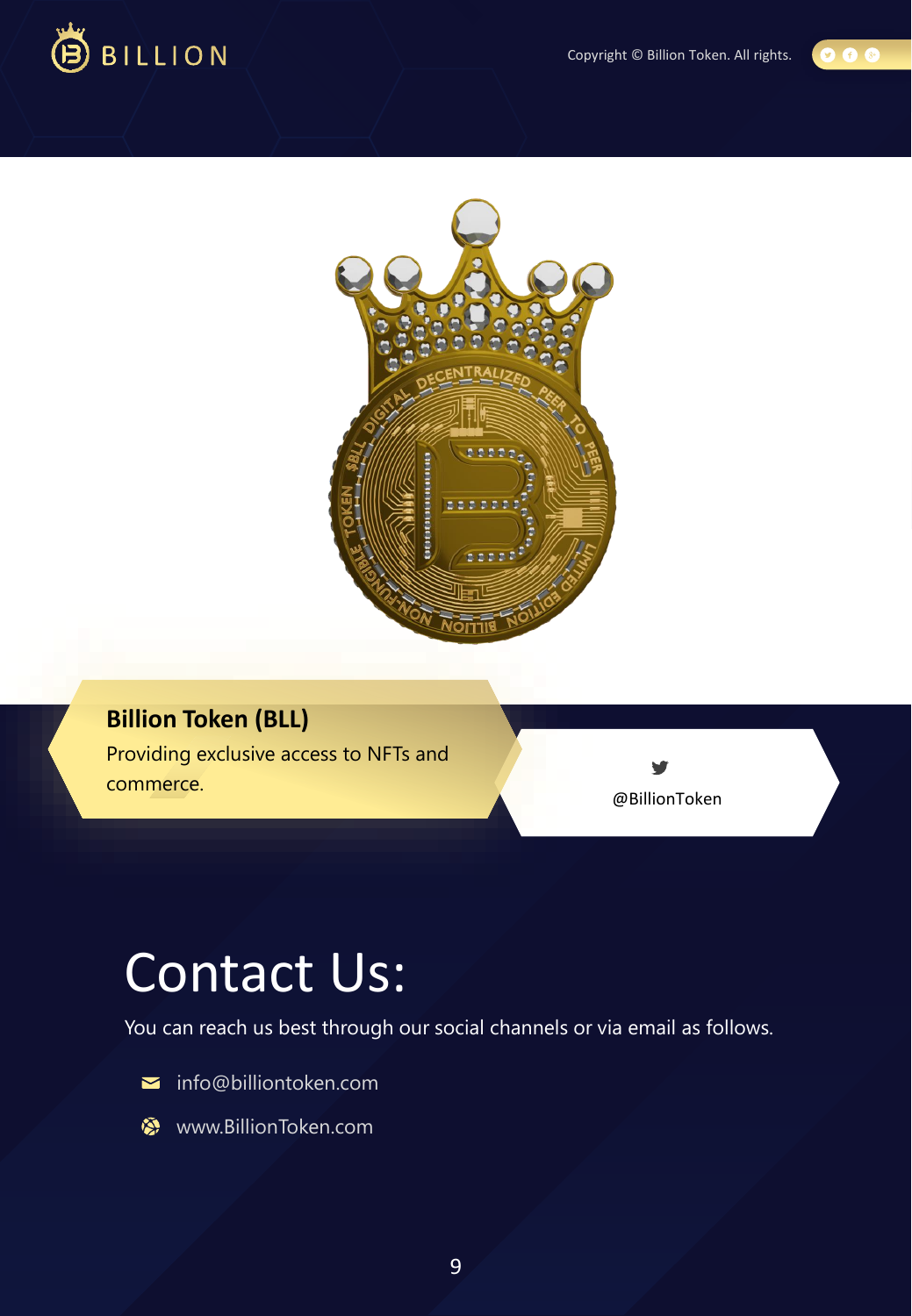**Billion Token (BLL)**

Providing exclusive access to NFTs and commerce.

@BillionToken

# Contact Us:

You can reach us best through our social channels or via email as follows.

- info@billiontoken.com
- www.BillionToken.com